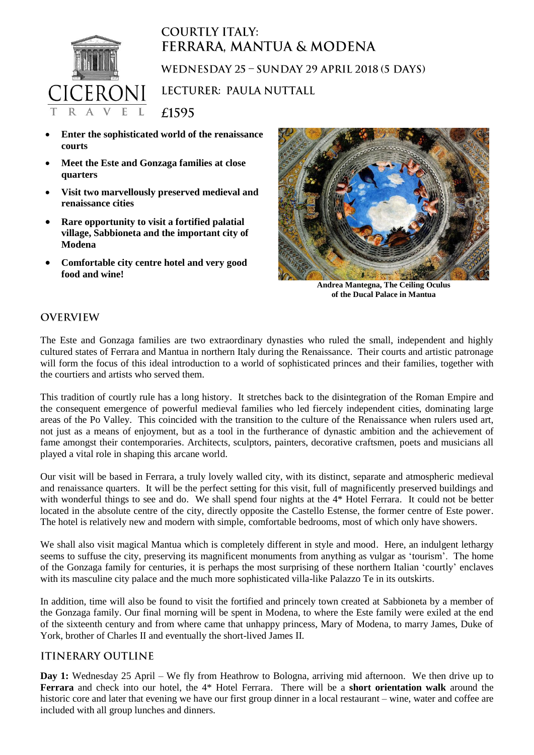# COURTLY ITALY: FERRARA, MANTUA & MODENA

## WEDNESDAY 25 – SUNDAY 29 APRIL 2018 (5 DAYS)

## LECTURER: PAULA NUTTALL

## £1595

- **Enter the sophisticated world of the renaissance courts**
- **Meet the Este and Gonzaga families at close quarters**
- **Visit two marvellously preserved medieval and renaissance cities**
- **Rare opportunity to visit a fortified palatial village, Sabbioneta and the important city of Modena**
- **Comfortable city centre hotel and very good food and wine!**

**Andrea Mantegna, The Ceiling Oculus of the Ducal Palace in Mantua**

## OVERVIEW

The Este and Gonzaga families are two extraordinary dynasties who ruled the small, independent and highly cultured states of Ferrara and Mantua in northern Italy during the Renaissance. Their courts and artistic patronage will form the focus of this ideal introduction to a world of sophisticated princes and their families, together with the courtiers and artists who served them.

This tradition of courtly rule has a long history. It stretches back to the disintegration of the Roman Empire and the consequent emergence of powerful medieval families who led fiercely independent cities, dominating large areas of the Po Valley. This coincided with the transition to the culture of the Renaissance when rulers used art, not just as a means of enjoyment, but as a tool in the furtherance of dynastic ambition and the achievement of fame amongst their contemporaries. Architects, sculptors, painters, decorative craftsmen, poets and musicians all played a vital role in shaping this arcane world.

Our visit will be based in Ferrara, a truly lovely walled city, with its distinct, separate and atmospheric medieval and renaissance quarters. It will be the perfect setting for this visit, full of magnificently preserved buildings and with wonderful things to see and do. We shall spend four nights at the 4* Hotel Ferrara. It could not be better located in the absolute centre of the city, directly opposite the Castello Estense, the former centre of Este power. The hotel is relatively new and modern with simple, comfortable bedrooms, most of which only have showers.

We shall also visit magical Mantua which is completely different in style and mood. Here, an indulgent lethargy seems to suffuse the city, preserving its magnificent monuments from anything as vulgar as 'tourism'. The home of the Gonzaga family for centuries, it is perhaps the most surprising of these northern Italian 'courtly' enclaves with its masculine city palace and the much more sophisticated villa-like Palazzo Te in its outskirts.

In addition, time will also be found to visit the fortified and princely town created at Sabbioneta by a member of the Gonzaga family. Our final morning will be spent in Modena, to where the Este family were exiled at the end of the sixteenth century and from where came that unhappy princess, Mary of Modena, to marry James, Duke of York, brother of Charles II and eventually the short-lived James II.

## ITINERARY OUTLINE

**Day 1:** Wednesday 25 April – We fly from Heathrow to Bologna, arriving mid afternoon. We then drive up to **Ferrara** and check into our hotel, the 4* Hotel Ferrara. There will be a **short orientation walk** around the historic core and later that evening we have our first group dinner in a local restaurant – wine, water and coffee are included with all group lunches and dinners.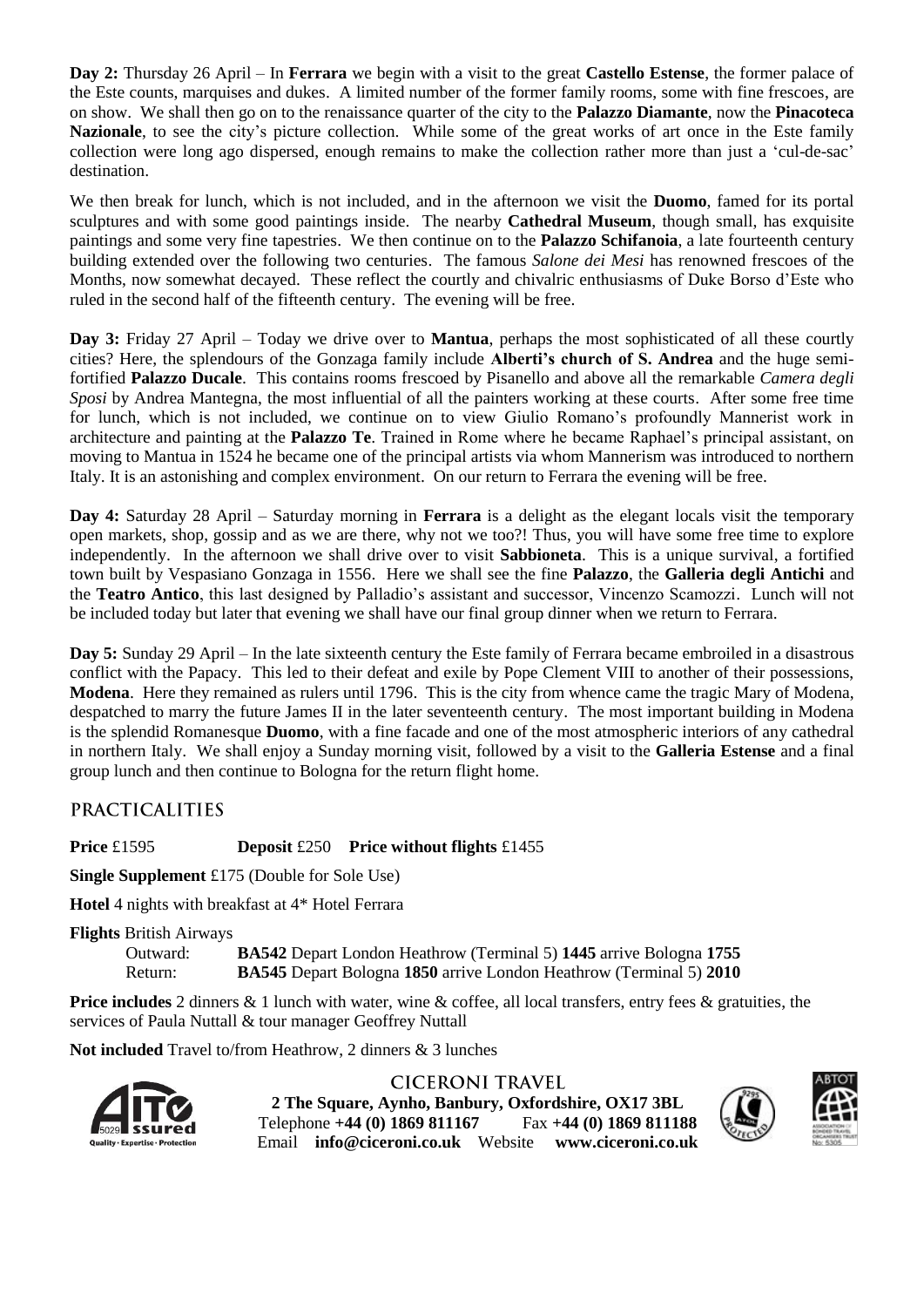**Day 2:** Thursday 26 April – In **Ferrara** we begin with a visit to the great **Castello Estense**, the former palace of the Este counts, marquises and dukes. A limited number of the former family rooms, some with fine frescoes, are on show. We shall then go on to the renaissance quarter of the city to the **Palazzo Diamante**, now the **Pinacoteca Nazionale**, to see the city's picture collection. While some of the great works of art once in the Este family collection were long ago dispersed, enough remains to make the collection rather more than just a 'cul-de-sac' destination.

We then break for lunch, which is not included, and in the afternoon we visit the **Duomo**, famed for its portal sculptures and with some good paintings inside. The nearby **Cathedral Museum**, though small, has exquisite paintings and some very fine tapestries. We then continue on to the **Palazzo Schifanoia**, a late fourteenth century building extended over the following two centuries. The famous *Salone dei Mesi* has renowned frescoes of the Months, now somewhat decayed. These reflect the courtly and chivalric enthusiasms of Duke Borso d'Este who ruled in the second half of the fifteenth century. The evening will be free.

**Day 3:** Friday 27 April – Today we drive over to **Mantua**, perhaps the most sophisticated of all these courtly cities? Here, the splendours of the Gonzaga family include **Alberti's church of S. Andrea** and the huge semi-fortified **Palazzo Ducale**. This contains rooms frescoed by Pisanello and above all the remarkable *Camera degli Sposi* by Andrea Mantegna, the most influential of all the painters working at these courts. After some free time for lunch, which is not included, we continue on to view Giulio Romano's profoundly Mannerist work in architecture and painting at the **Palazzo Te**. Trained in Rome where he became Raphael's principal assistant, on moving to Mantua in 1524 he became one of the principal artists via whom Mannerism was introduced to northern Italy. It is an astonishing and complex environment. On our return to Ferrara the evening will be free.

**Day 4:** Saturday 28 April – Saturday morning in **Ferrara** is a delight as the elegant locals visit the temporary open markets, shop, gossip and as we are there, why not we too?! Thus, you will have some free time to explore independently. In the afternoon we shall drive over to visit **Sabbioneta**. This is a unique survival, a fortified town built by Vespasiano Gonzaga in 1556. Here we shall see the fine **Palazzo**, the **Galleria degli Antichi** and the **Teatro Antico**, this last designed by Palladio's assistant and successor, Vincenzo Scamozzi. Lunch will not be included today but later that evening we shall have our final group dinner when we return to Ferrara.

**Day 5:** Sunday 29 April – In the late sixteenth century the Este family of Ferrara became embroiled in a disastrous conflict with the Papacy. This led to their defeat and exile by Pope Clement VIII to another of their possessions, **Modena**. Here they remained as rulers until 1796. This is the city from whence came the tragic Mary of Modena, despatched to marry the future James II in the later seventeenth century. The most important building in Modena is the splendid Romanesque **Duomo**, with a fine facade and one of the most atmospheric interiors of any cathedral in northern Italy. We shall enjoy a Sunday morning visit, followed by a visit to the **Galleria Estense** and a final group lunch and then continue to Bologna for the return flight home.

## PRACTICALITIES

**Price** £1595 **Deposit** £250 **Price without flights** £1455

**Single Supplement** £175 (Double for Sole Use)

**Hotel** 4 nights with breakfast at 4* Hotel Ferrara

**Flights** British Airways

Outward: **BA542** Depart London Heathrow (Terminal 5) **1445** arrive Bologna **1755**
Return: **BA545** Depart Bologna **1850** arrive London Heathrow (Terminal 5) **2010**

**Price includes** 2 dinners & 1 lunch with water, wine & coffee, all local transfers, entry fees & gratuities, the services of Paula Nuttall & tour manager Geoffrey Nuttall

**Not included** Travel to/from Heathrow, 2 dinners & 3 lunches

CICERONI TRAVEL
**2 The Square, Aynho, Banbury, Oxfordshire, OX17 3BL**
Telephone **+44 (0) 1869 811167** Fax **+44 (0) 1869 811188**
Email **info@ciceroni.co.uk** Website **www.ciceroni.co.uk**